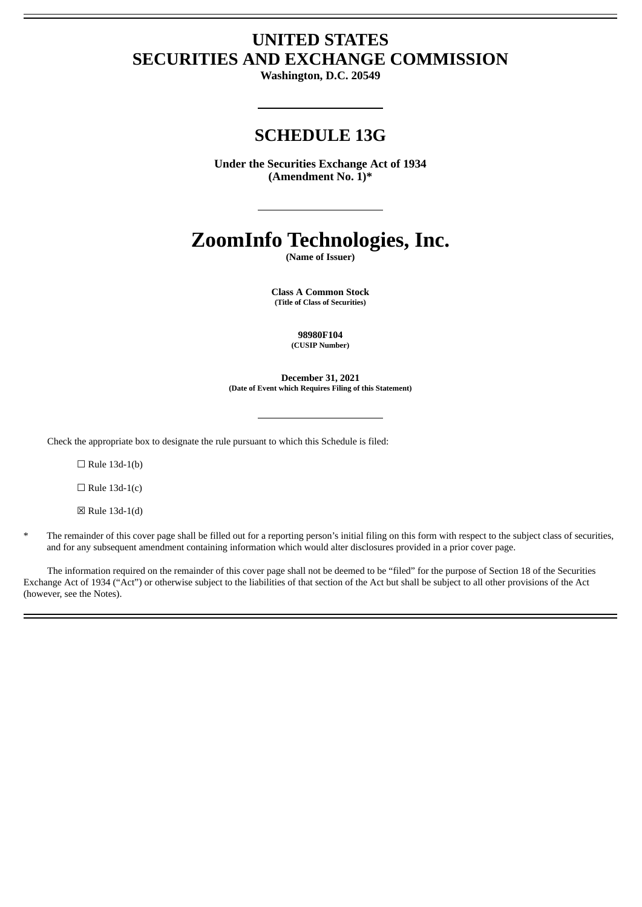# UNITED STATES
# SECURITIES AND EXCHANGE COMMISSION

**Washington, D.C. 20549**

## SCHEDULE 13G

**Under the Securities Exchange Act of 1934**
**(Amendment No. 1)***

# ZoomInfo Technologies, Inc.

**(Name of Issuer)**

**Class A Common Stock**
**(Title of Class of Securities)**

**98980F104**
**(CUSIP Number)**

**December 31, 2021**
**(Date of Event which Requires Filing of this Statement)**

Check the appropriate box to designate the rule pursuant to which this Schedule is filed:

☐ Rule 13d-1(b)

☐ Rule 13d-1(c)

☒ Rule 13d-1(d)

\* The remainder of this cover page shall be filled out for a reporting person's initial filing on this form with respect to the subject class of securities, and for any subsequent amendment containing information which would alter disclosures provided in a prior cover page.

The information required on the remainder of this cover page shall not be deemed to be "filed" for the purpose of Section 18 of the Securities Exchange Act of 1934 ("Act") or otherwise subject to the liabilities of that section of the Act but shall be subject to all other provisions of the Act (however, see the Notes).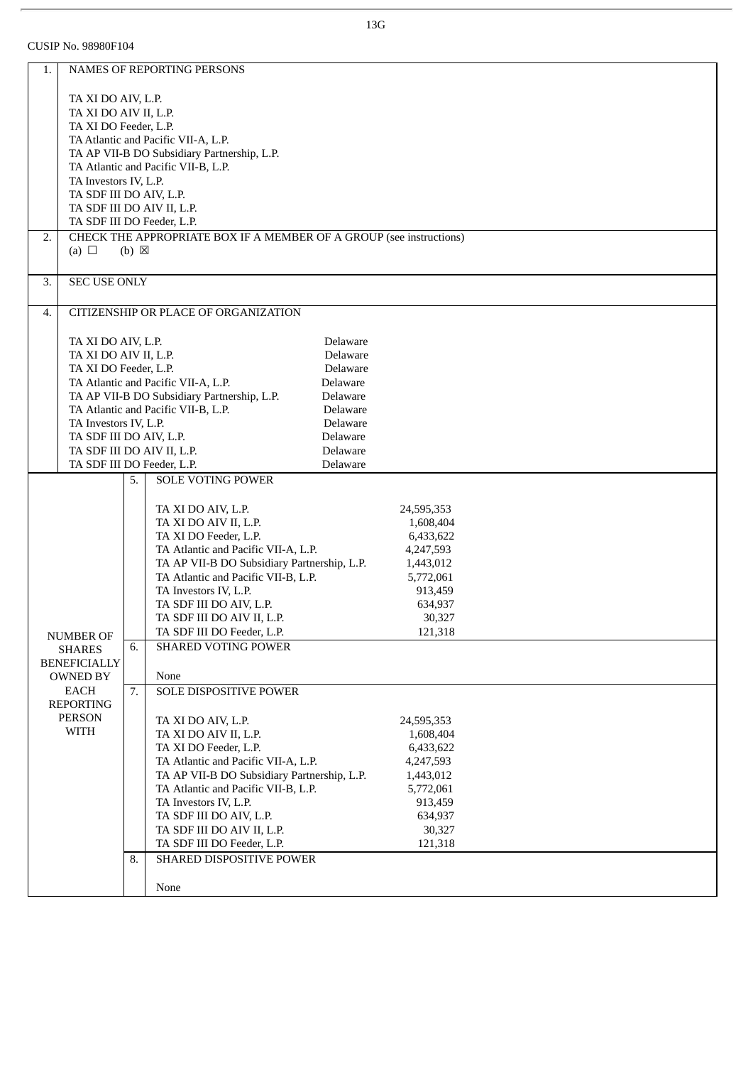13G

CUSIP No. 98980F104

| | | | |
|---|---|---|---|
| 1. | NAMES OF REPORTING PERSONS<br><br>TA XI DO AIV, L.P.<br>TA XI DO AIV II, L.P.<br>TA XI DO Feeder, L.P.<br>TA Atlantic and Pacific VII-A, L.P.<br>TA AP VII-B DO Subsidiary Partnership, L.P.<br>TA Atlantic and Pacific VII-B, L.P.<br>TA Investors IV, L.P.<br>TA SDF III DO AIV, L.P.<br>TA SDF III DO AIV II, L.P.<br>TA SDF III DO Feeder, L.P. | | |
| 2. | CHECK THE APPROPRIATE BOX IF A MEMBER OF A GROUP (see instructions)<br>(a) ☐ (b) ☒ | | |
| 3. | SEC USE ONLY | | |
| 4. | CITIZENSHIP OR PLACE OF ORGANIZATION<br><br>TA XI DO AIV, L.P. — Delaware<br>TA XI DO AIV II, L.P. — Delaware<br>TA XI DO Feeder, L.P. — Delaware<br>TA Atlantic and Pacific VII-A, L.P. — Delaware<br>TA AP VII-B DO Subsidiary Partnership, L.P. — Delaware<br>TA Atlantic and Pacific VII-B, L.P. — Delaware<br>TA Investors IV, L.P. — Delaware<br>TA SDF III DO AIV, L.P. — Delaware<br>TA SDF III DO AIV II, L.P. — Delaware<br>TA SDF III DO Feeder, L.P. — Delaware | | |
| NUMBER OF SHARES BENEFICIALLY OWNED BY EACH REPORTING PERSON WITH | 5. | SOLE VOTING POWER<br><br>TA XI DO AIV, L.P. — 24,595,353<br>TA XI DO AIV II, L.P. — 1,608,404<br>TA XI DO Feeder, L.P. — 6,433,622<br>TA Atlantic and Pacific VII-A, L.P. — 4,247,593<br>TA AP VII-B DO Subsidiary Partnership, L.P. — 1,443,012<br>TA Atlantic and Pacific VII-B, L.P. — 5,772,061<br>TA Investors IV, L.P. — 913,459<br>TA SDF III DO AIV, L.P. — 634,937<br>TA SDF III DO AIV II, L.P. — 30,327<br>TA SDF III DO Feeder, L.P. — 121,318 | |
| | 6. | SHARED VOTING POWER<br><br>None | |
| | 7. | SOLE DISPOSITIVE POWER<br><br>TA XI DO AIV, L.P. — 24,595,353<br>TA XI DO AIV II, L.P. — 1,608,404<br>TA XI DO Feeder, L.P. — 6,433,622<br>TA Atlantic and Pacific VII-A, L.P. — 4,247,593<br>TA AP VII-B DO Subsidiary Partnership, L.P. — 1,443,012<br>TA Atlantic and Pacific VII-B, L.P. — 5,772,061<br>TA Investors IV, L.P. — 913,459<br>TA SDF III DO AIV, L.P. — 634,937<br>TA SDF III DO AIV II, L.P. — 30,327<br>TA SDF III DO Feeder, L.P. — 121,318 | |
| | 8. | SHARED DISPOSITIVE POWER<br><br>None | |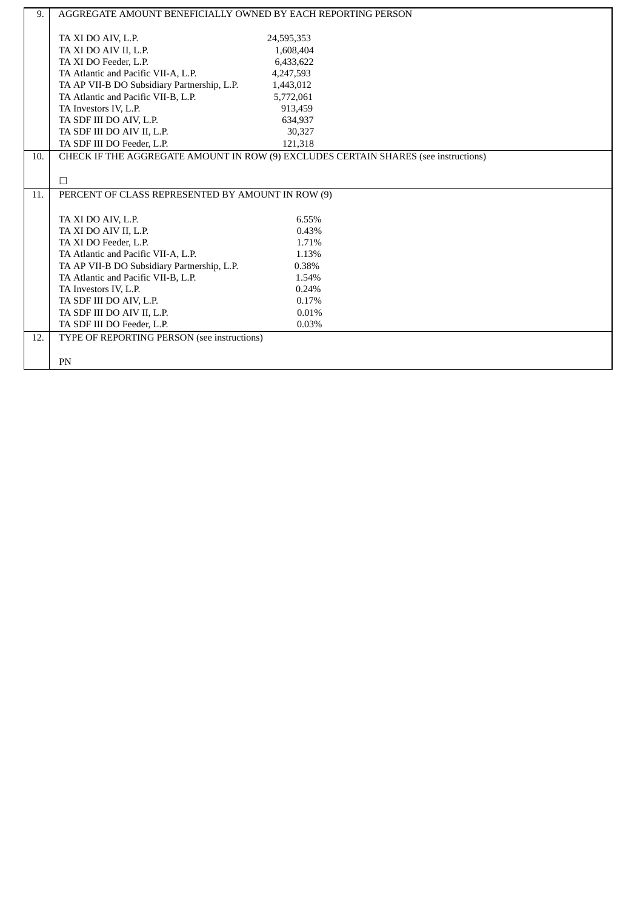| 9. | AGGREGATE AMOUNT BENEFICIALLY OWNED BY EACH REPORTING PERSON<br><br>TA XI DO AIV, L.P. 24,595,353<br>TA XI DO AIV II, L.P. 1,608,404<br>TA XI DO Feeder, L.P. 6,433,622<br>TA Atlantic and Pacific VII-A, L.P. 4,247,593<br>TA AP VII-B DO Subsidiary Partnership, L.P. 1,443,012<br>TA Atlantic and Pacific VII-B, L.P. 5,772,061<br>TA Investors IV, L.P. 913,459<br>TA SDF III DO AIV, L.P. 634,937<br>TA SDF III DO AIV II, L.P. 30,327<br>TA SDF III DO Feeder, L.P. 121,318 |
|---|---|
| 10. | CHECK IF THE AGGREGATE AMOUNT IN ROW (9) EXCLUDES CERTAIN SHARES (see instructions)<br><br>☐ |
| 11. | PERCENT OF CLASS REPRESENTED BY AMOUNT IN ROW (9)<br><br>TA XI DO AIV, L.P. 6.55%<br>TA XI DO AIV II, L.P. 0.43%<br>TA XI DO Feeder, L.P. 1.71%<br>TA Atlantic and Pacific VII-A, L.P. 1.13%<br>TA AP VII-B DO Subsidiary Partnership, L.P. 0.38%<br>TA Atlantic and Pacific VII-B, L.P. 1.54%<br>TA Investors IV, L.P. 0.24%<br>TA SDF III DO AIV, L.P. 0.17%<br>TA SDF III DO AIV II, L.P. 0.01%<br>TA SDF III DO Feeder, L.P. 0.03% |
| 12. | TYPE OF REPORTING PERSON (see instructions)<br><br>PN |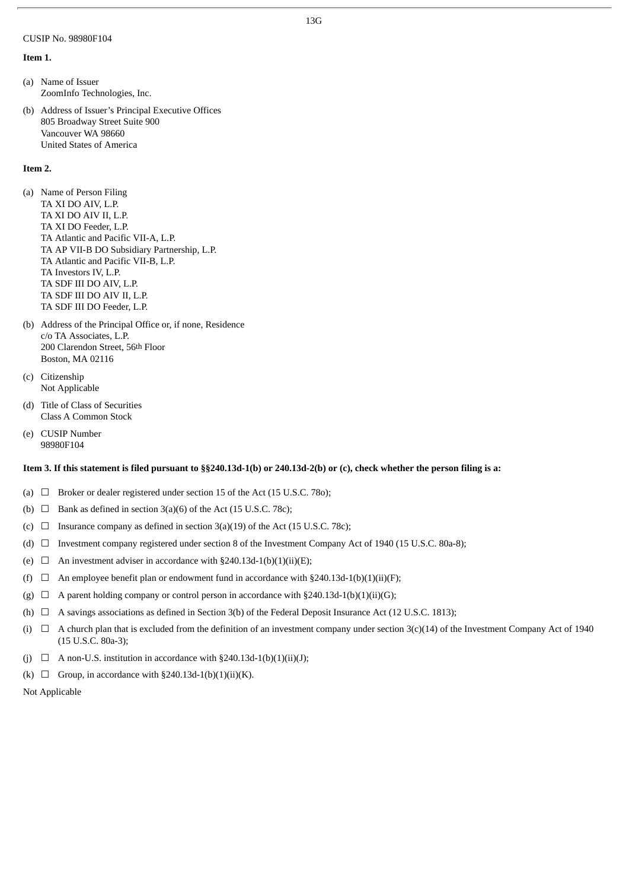CUSIP No. 98980F104

**Item 1.**

(a) Name of Issuer
ZoomInfo Technologies, Inc.

(b) Address of Issuer's Principal Executive Offices
805 Broadway Street Suite 900
Vancouver WA 98660
United States of America

**Item 2.**

(a) Name of Person Filing
TA XI DO AIV, L.P.
TA XI DO AIV II, L.P.
TA XI DO Feeder, L.P.
TA Atlantic and Pacific VII-A, L.P.
TA AP VII-B DO Subsidiary Partnership, L.P.
TA Atlantic and Pacific VII-B, L.P.
TA Investors IV, L.P.
TA SDF III DO AIV, L.P.
TA SDF III DO AIV II, L.P.
TA SDF III DO Feeder, L.P.

(b) Address of the Principal Office or, if none, Residence
c/o TA Associates, L.P.
200 Clarendon Street, 56th Floor
Boston, MA 02116

(c) Citizenship
Not Applicable

(d) Title of Class of Securities
Class A Common Stock

(e) CUSIP Number
98980F104

**Item 3. If this statement is filed pursuant to §§240.13d-1(b) or 240.13d-2(b) or (c), check whether the person filing is a:**

(a) ☐ Broker or dealer registered under section 15 of the Act (15 U.S.C. 78o);

(b) ☐ Bank as defined in section 3(a)(6) of the Act (15 U.S.C. 78c);

(c) ☐ Insurance company as defined in section 3(a)(19) of the Act (15 U.S.C. 78c);

(d) ☐ Investment company registered under section 8 of the Investment Company Act of 1940 (15 U.S.C. 80a-8);

(e) ☐ An investment adviser in accordance with §240.13d-1(b)(1)(ii)(E);

(f) ☐ An employee benefit plan or endowment fund in accordance with §240.13d-1(b)(1)(ii)(F);

(g) ☐ A parent holding company or control person in accordance with §240.13d-1(b)(1)(ii)(G);

(h) ☐ A savings associations as defined in Section 3(b) of the Federal Deposit Insurance Act (12 U.S.C. 1813);

(i) ☐ A church plan that is excluded from the definition of an investment company under section 3(c)(14) of the Investment Company Act of 1940 (15 U.S.C. 80a-3);

(j) ☐ A non-U.S. institution in accordance with §240.13d-1(b)(1)(ii)(J);

(k) ☐ Group, in accordance with §240.13d-1(b)(1)(ii)(K).

Not Applicable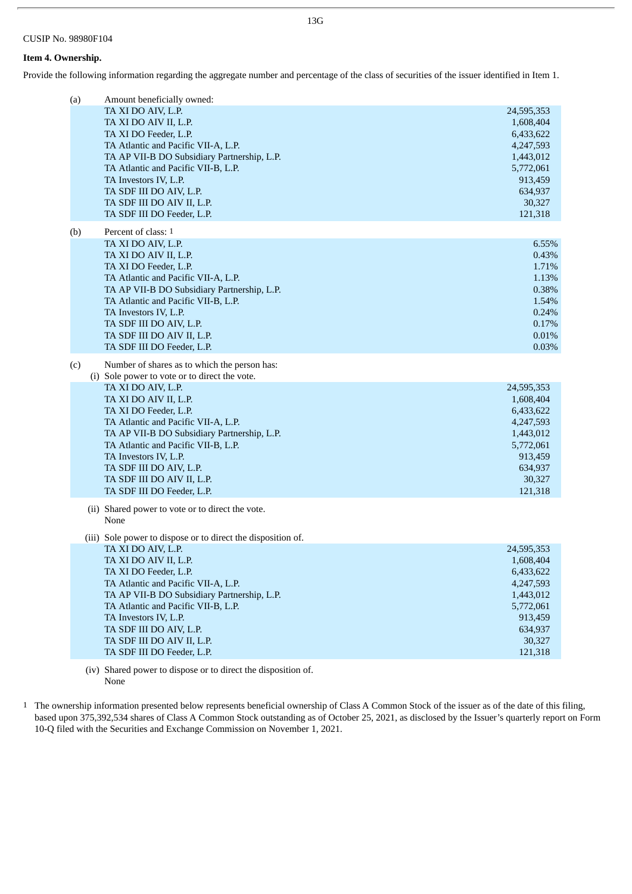CUSIP No. 98980F104

**Item 4. Ownership.**

Provide the following information regarding the aggregate number and percentage of the class of securities of the issuer identified in Item 1.

(a) Amount beneficially owned:

| | |
|---|---|
| TA XI DO AIV, L.P. | 24,595,353 |
| TA XI DO AIV II, L.P. | 1,608,404 |
| TA XI DO Feeder, L.P. | 6,433,622 |
| TA Atlantic and Pacific VII-A, L.P. | 4,247,593 |
| TA AP VII-B DO Subsidiary Partnership, L.P. | 1,443,012 |
| TA Atlantic and Pacific VII-B, L.P. | 5,772,061 |
| TA Investors IV, L.P. | 913,459 |
| TA SDF III DO AIV, L.P. | 634,937 |
| TA SDF III DO AIV II, L.P. | 30,327 |
| TA SDF III DO Feeder, L.P. | 121,318 |

(b) Percent of class: [1]

| | |
|---|---|
| TA XI DO AIV, L.P. | 6.55% |
| TA XI DO AIV II, L.P. | 0.43% |
| TA XI DO Feeder, L.P. | 1.71% |
| TA Atlantic and Pacific VII-A, L.P. | 1.13% |
| TA AP VII-B DO Subsidiary Partnership, L.P. | 0.38% |
| TA Atlantic and Pacific VII-B, L.P. | 1.54% |
| TA Investors IV, L.P. | 0.24% |
| TA SDF III DO AIV, L.P. | 0.17% |
| TA SDF III DO AIV II, L.P. | 0.01% |
| TA SDF III DO Feeder, L.P. | 0.03% |

(c) Number of shares as to which the person has:

(i) Sole power to vote or to direct the vote.

| | |
|---|---|
| TA XI DO AIV, L.P. | 24,595,353 |
| TA XI DO AIV II, L.P. | 1,608,404 |
| TA XI DO Feeder, L.P. | 6,433,622 |
| TA Atlantic and Pacific VII-A, L.P. | 4,247,593 |
| TA AP VII-B DO Subsidiary Partnership, L.P. | 1,443,012 |
| TA Atlantic and Pacific VII-B, L.P. | 5,772,061 |
| TA Investors IV, L.P. | 913,459 |
| TA SDF III DO AIV, L.P. | 634,937 |
| TA SDF III DO AIV II, L.P. | 30,327 |
| TA SDF III DO Feeder, L.P. | 121,318 |

(ii) Shared power to vote or to direct the vote.
None

(iii) Sole power to dispose or to direct the disposition of.

| | |
|---|---|
| TA XI DO AIV, L.P. | 24,595,353 |
| TA XI DO AIV II, L.P. | 1,608,404 |
| TA XI DO Feeder, L.P. | 6,433,622 |
| TA Atlantic and Pacific VII-A, L.P. | 4,247,593 |
| TA AP VII-B DO Subsidiary Partnership, L.P. | 1,443,012 |
| TA Atlantic and Pacific VII-B, L.P. | 5,772,061 |
| TA Investors IV, L.P. | 913,459 |
| TA SDF III DO AIV, L.P. | 634,937 |
| TA SDF III DO AIV II, L.P. | 30,327 |
| TA SDF III DO Feeder, L.P. | 121,318 |

(iv) Shared power to dispose or to direct the disposition of.
None

[1] The ownership information presented below represents beneficial ownership of Class A Common Stock of the issuer as of the date of this filing, based upon 375,392,534 shares of Class A Common Stock outstanding as of October 25, 2021, as disclosed by the Issuer's quarterly report on Form 10-Q filed with the Securities and Exchange Commission on November 1, 2021.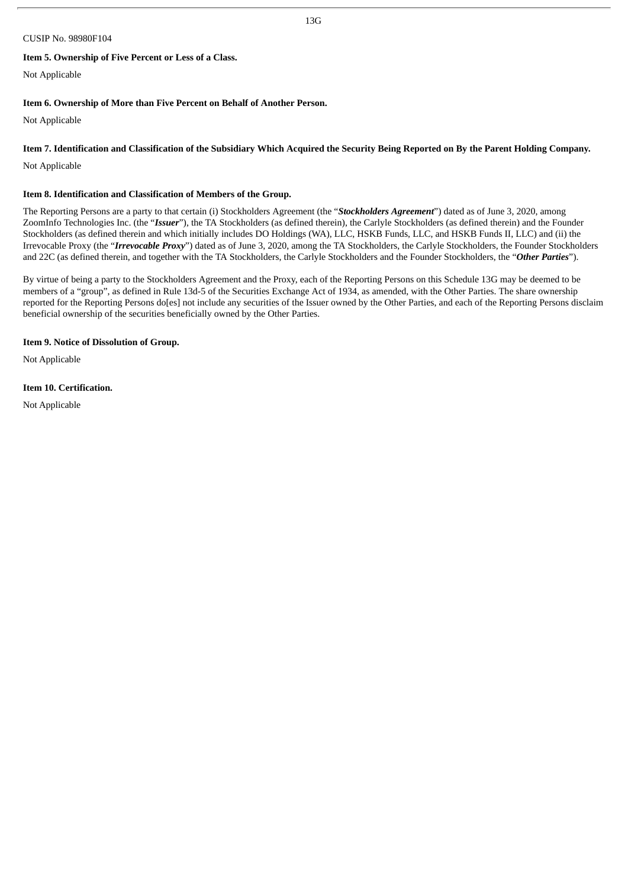CUSIP No. 98980F104

**Item 5. Ownership of Five Percent or Less of a Class.**

Not Applicable

**Item 6. Ownership of More than Five Percent on Behalf of Another Person.**

Not Applicable

**Item 7. Identification and Classification of the Subsidiary Which Acquired the Security Being Reported on By the Parent Holding Company.**

Not Applicable

**Item 8. Identification and Classification of Members of the Group.**

The Reporting Persons are a party to that certain (i) Stockholders Agreement (the "***Stockholders Agreement***") dated as of June 3, 2020, among ZoomInfo Technologies Inc. (the "***Issuer***"), the TA Stockholders (as defined therein), the Carlyle Stockholders (as defined therein) and the Founder Stockholders (as defined therein and which initially includes DO Holdings (WA), LLC, HSKB Funds, LLC, and HSKB Funds II, LLC) and (ii) the Irrevocable Proxy (the "***Irrevocable Proxy***") dated as of June 3, 2020, among the TA Stockholders, the Carlyle Stockholders, the Founder Stockholders and 22C (as defined therein, and together with the TA Stockholders, the Carlyle Stockholders and the Founder Stockholders, the "***Other Parties***").

By virtue of being a party to the Stockholders Agreement and the Proxy, each of the Reporting Persons on this Schedule 13G may be deemed to be members of a "group", as defined in Rule 13d-5 of the Securities Exchange Act of 1934, as amended, with the Other Parties. The share ownership reported for the Reporting Persons do[es] not include any securities of the Issuer owned by the Other Parties, and each of the Reporting Persons disclaim beneficial ownership of the securities beneficially owned by the Other Parties.

**Item 9. Notice of Dissolution of Group.**

Not Applicable

**Item 10. Certification.**

Not Applicable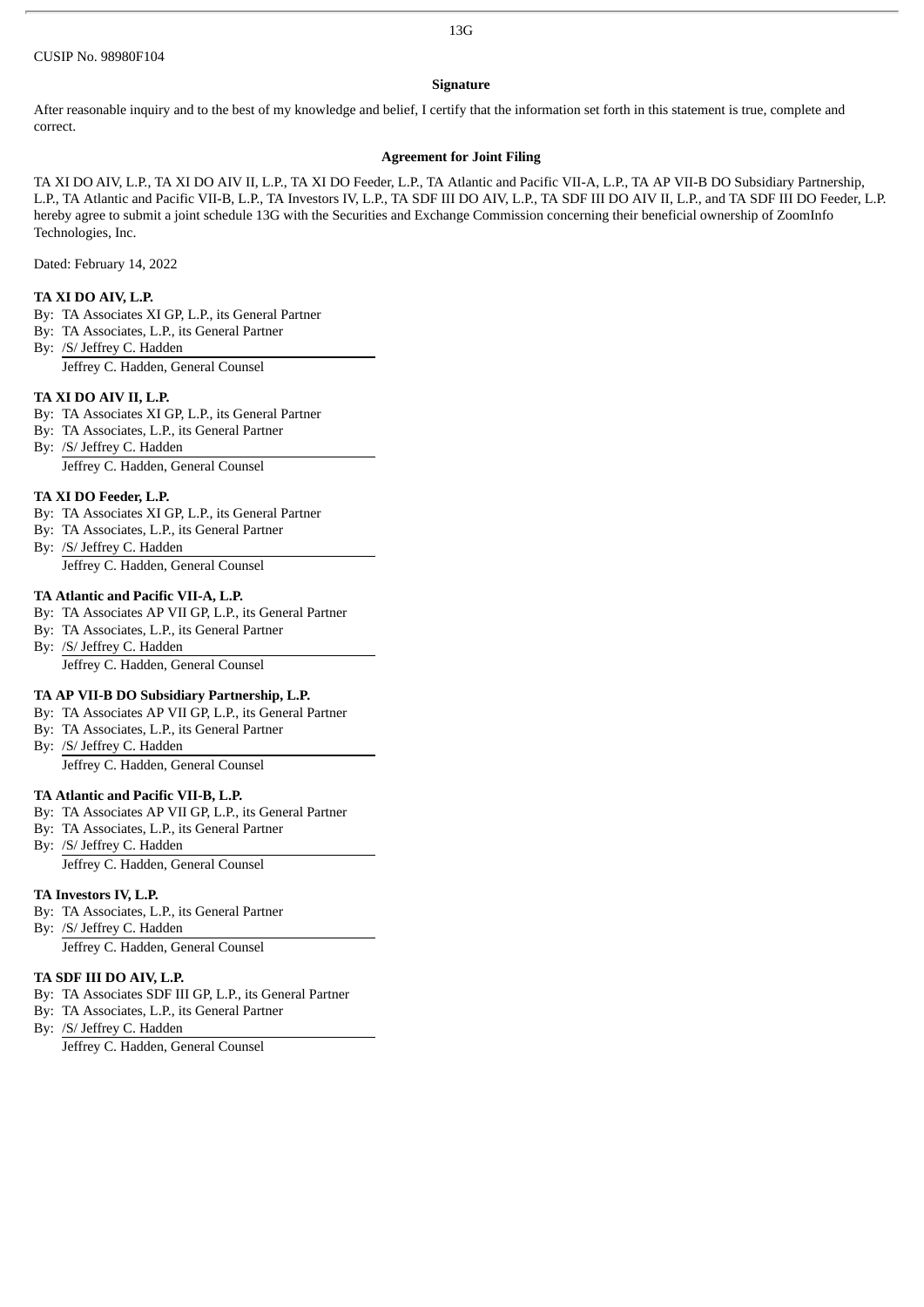CUSIP No. 98980F104

**Signature**

After reasonable inquiry and to the best of my knowledge and belief, I certify that the information set forth in this statement is true, complete and correct.

**Agreement for Joint Filing**

TA XI DO AIV, L.P., TA XI DO AIV II, L.P., TA XI DO Feeder, L.P., TA Atlantic and Pacific VII-A, L.P., TA AP VII-B DO Subsidiary Partnership, L.P., TA Atlantic and Pacific VII-B, L.P., TA Investors IV, L.P., TA SDF III DO AIV, L.P., TA SDF III DO AIV II, L.P., and TA SDF III DO Feeder, L.P. hereby agree to submit a joint schedule 13G with the Securities and Exchange Commission concerning their beneficial ownership of ZoomInfo Technologies, Inc.

Dated: February 14, 2022

**TA XI DO AIV, L.P.**

By: TA Associates XI GP, L.P., its General Partner
By: TA Associates, L.P., its General Partner
By: /S/ Jeffrey C. Hadden
Jeffrey C. Hadden, General Counsel

**TA XI DO AIV II, L.P.**

By: TA Associates XI GP, L.P., its General Partner
By: TA Associates, L.P., its General Partner
By: /S/ Jeffrey C. Hadden
Jeffrey C. Hadden, General Counsel

**TA XI DO Feeder, L.P.**

By: TA Associates XI GP, L.P., its General Partner
By: TA Associates, L.P., its General Partner
By: /S/ Jeffrey C. Hadden
Jeffrey C. Hadden, General Counsel

**TA Atlantic and Pacific VII-A, L.P.**

By: TA Associates AP VII GP, L.P., its General Partner
By: TA Associates, L.P., its General Partner
By: /S/ Jeffrey C. Hadden
Jeffrey C. Hadden, General Counsel

**TA AP VII-B DO Subsidiary Partnership, L.P.**

By: TA Associates AP VII GP, L.P., its General Partner
By: TA Associates, L.P., its General Partner
By: /S/ Jeffrey C. Hadden
Jeffrey C. Hadden, General Counsel

**TA Atlantic and Pacific VII-B, L.P.**

By: TA Associates AP VII GP, L.P., its General Partner
By: TA Associates, L.P., its General Partner
By: /S/ Jeffrey C. Hadden
Jeffrey C. Hadden, General Counsel

**TA Investors IV, L.P.**

By: TA Associates, L.P., its General Partner
By: /S/ Jeffrey C. Hadden
Jeffrey C. Hadden, General Counsel

**TA SDF III DO AIV, L.P.**

By: TA Associates SDF III GP, L.P., its General Partner
By: TA Associates, L.P., its General Partner
By: /S/ Jeffrey C. Hadden
Jeffrey C. Hadden, General Counsel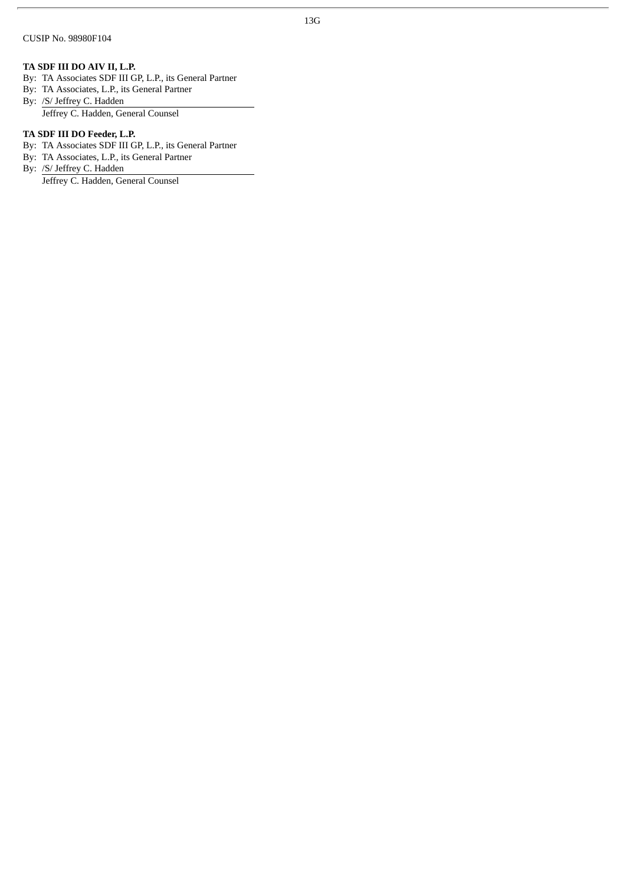CUSIP No. 98980F104

**TA SDF III DO AIV II, L.P.**

By: TA Associates SDF III GP, L.P., its General Partner
By: TA Associates, L.P., its General Partner
By: /S/ Jeffrey C. Hadden
Jeffrey C. Hadden, General Counsel

**TA SDF III DO Feeder, L.P.**

By: TA Associates SDF III GP, L.P., its General Partner
By: TA Associates, L.P., its General Partner
By: /S/ Jeffrey C. Hadden
Jeffrey C. Hadden, General Counsel